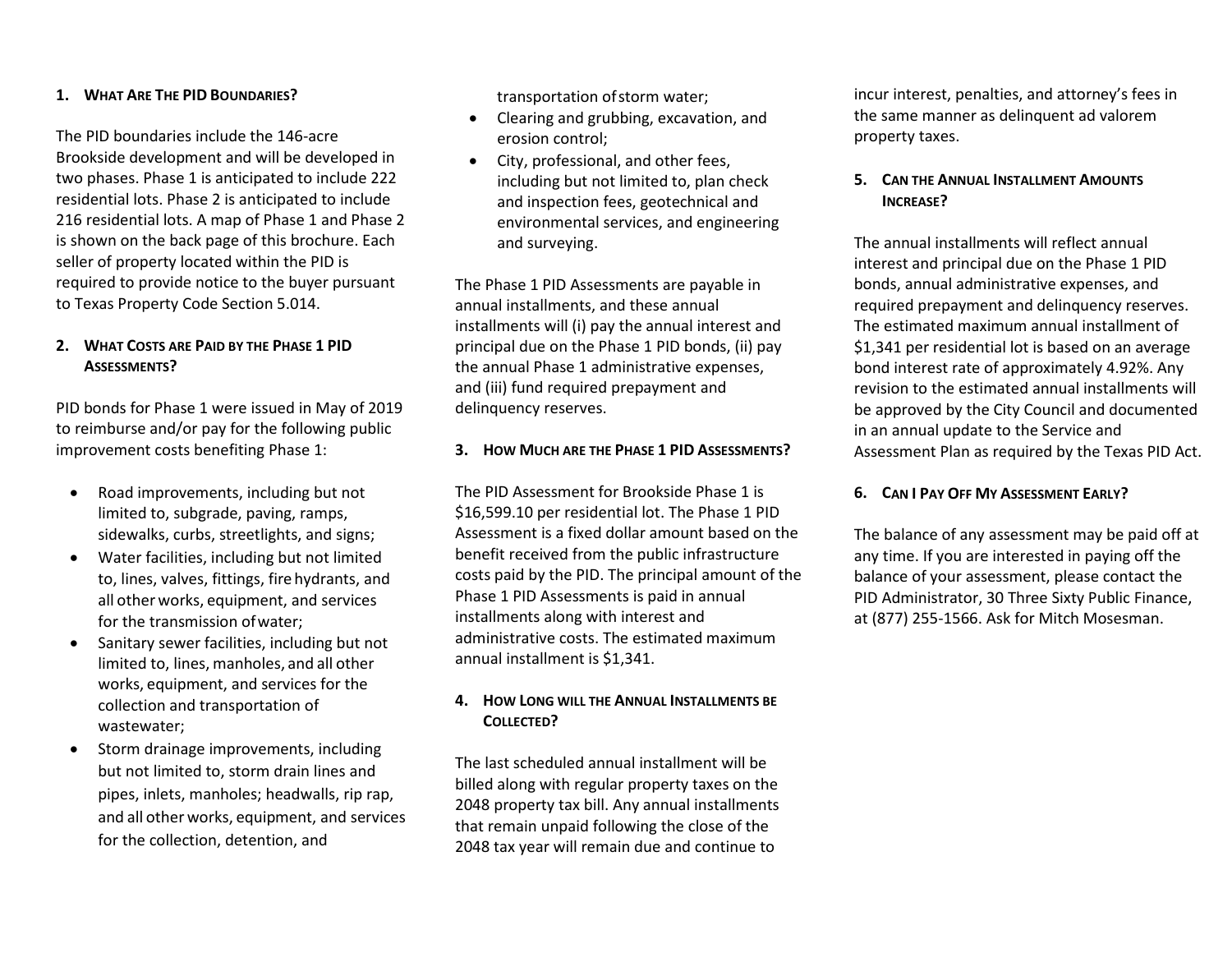### 1. What Are The PID Boundaries?

The PID boundaries include the 146-acre Brookside development and will be developed in two phases. Phase 1 is anticipated to include 222 residential lots. Phase 2 is anticipated to include 216 residential lots. A map of Phase 1 and Phase 2 is shown on the back page of this brochure. Each seller of property located within the PID is required to provide notice to the buyer pursuant to Texas Property Code Section 5.014.

### 2. What Costs are Paid by the Phase 1 PID Assessments?

PID bonds for Phase 1 were issued in May of 2019 to reimburse and/or pay for the following public improvement costs benefiting Phase 1:

- Road improvements, including but not limited to, subgrade, paving, ramps, sidewalks, curbs, streetlights, and signs;
- Water facilities, including but not limited to, lines, valves, fittings, fire hydrants, and all other works, equipment, and services for the transmission of water;
- Sanitary sewer facilities, including but not limited to, lines, manholes, and all other works, equipment, and services for the collection and transportation of wastewater;
- Storm drainage improvements, including but not limited to, storm drain lines and pipes, inlets, manholes; headwalls, rip rap, and all other works, equipment, and services for the collection, detention, and transportation of storm water;
- Clearing and grubbing, excavation, and erosion control;
- City, professional, and other fees, including but not limited to, plan check and inspection fees, geotechnical and environmental services, and engineering and surveying.

The Phase 1 PID Assessments are payable in annual installments, and these annual installments will (i) pay the annual interest and principal due on the Phase 1 PID bonds, (ii) pay the annual Phase 1 administrative expenses, and (iii) fund required prepayment and delinquency reserves.

### 3. How Much are the Phase 1 PID Assessments?

The PID Assessment for Brookside Phase 1 is $16,599.10 per residential lot. The Phase 1 PID Assessment is a fixed dollar amount based on the benefit received from the public infrastructure costs paid by the PID. The principal amount of the Phase 1 PID Assessments is paid in annual installments along with interest and administrative costs. The estimated maximum annual installment is $1,341.

### 4. How Long will the Annual Installments be Collected?

The last scheduled annual installment will be billed along with regular property taxes on the 2048 property tax bill. Any annual installments that remain unpaid following the close of the 2048 tax year will remain due and continue to incur interest, penalties, and attorney's fees in the same manner as delinquent ad valorem property taxes.

### 5. Can the Annual Installment Amounts Increase?

The annual installments will reflect annual interest and principal due on the Phase 1 PID bonds, annual administrative expenses, and required prepayment and delinquency reserves. The estimated maximum annual installment of $1,341 per residential lot is based on an average bond interest rate of approximately 4.92%. Any revision to the estimated annual installments will be approved by the City Council and documented in an annual update to the Service and Assessment Plan as required by the Texas PID Act.

### 6. Can I Pay Off My Assessment Early?

The balance of any assessment may be paid off at any time. If you are interested in paying off the balance of your assessment, please contact the PID Administrator, 30 Three Sixty Public Finance, at (877) 255-1566. Ask for Mitch Mosesman.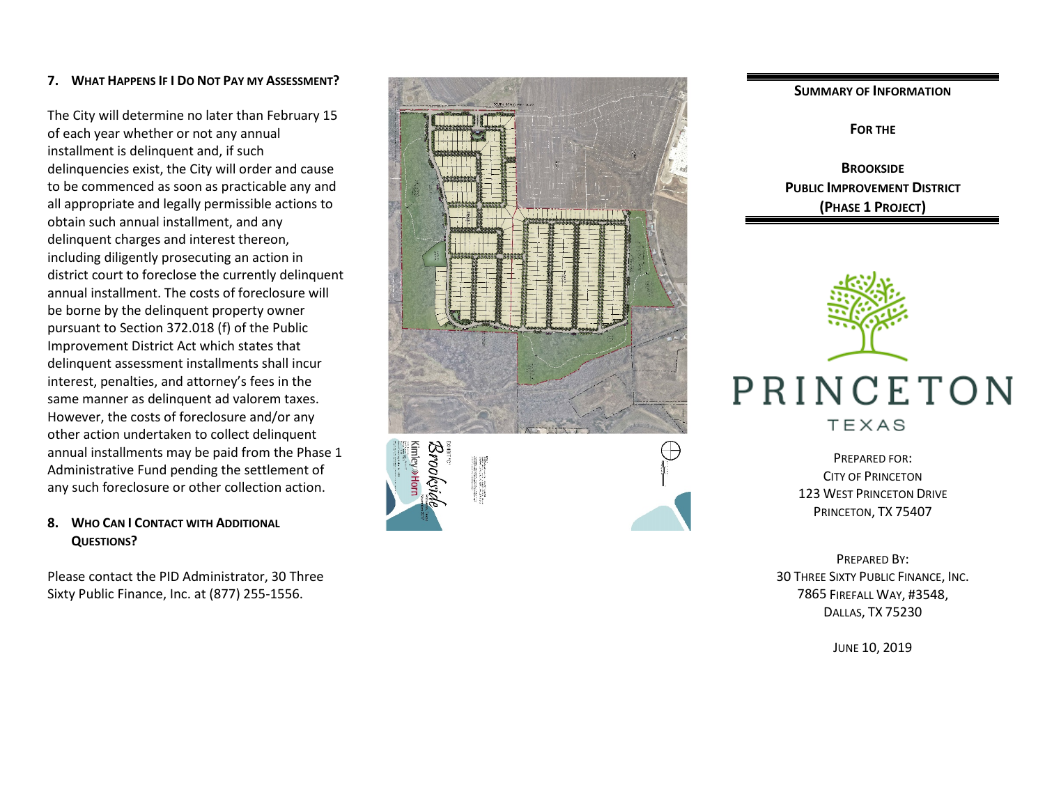## 7. What Happens If I Do Not Pay my Assessment?

The City will determine no later than February 15 of each year whether or not any annual installment is delinquent and, if such delinquencies exist, the City will order and cause to be commenced as soon as practicable any and all appropriate and legally permissible actions to obtain such annual installment, and any delinquent charges and interest thereon, including diligently prosecuting an action in district court to foreclose the currently delinquent annual installment. The costs of foreclosure will be borne by the delinquent property owner pursuant to Section 372.018 (f) of the Public Improvement District Act which states that delinquent assessment installments shall incur interest, penalties, and attorney's fees in the same manner as delinquent ad valorem taxes. However, the costs of foreclosure and/or any other action undertaken to collect delinquent annual installments may be paid from the Phase 1 Administrative Fund pending the settlement of any such foreclosure or other collection action.

## 8. Who Can I Contact with Additional Questions?

Please contact the PID Administrator, 30 Three Sixty Public Finance, Inc. at (877) 255-1556.

Exhibit
Brookside
Kimley»Horn

# Summary of Information

**For the**

**Brookside Public Improvement District (Phase 1 Project)**

PRINCETON
TEXAS

Prepared for:
City of Princeton
123 West Princeton Drive
Princeton, TX 75407

Prepared By:
30 Three Sixty Public Finance, Inc.
7865 Firefall Way, #3548,
Dallas, TX 75230

June 10, 2019